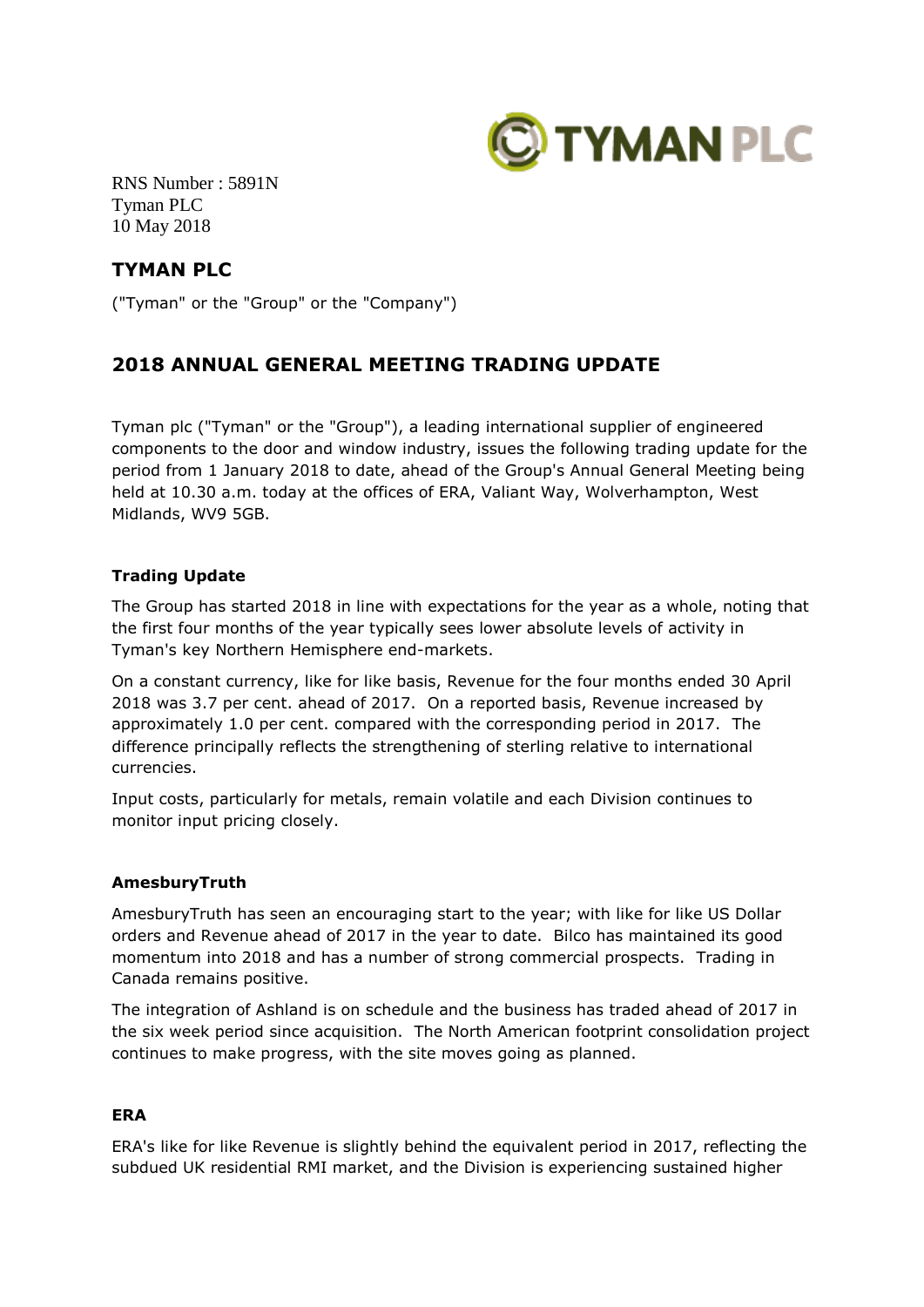RNS Number : 5891N
Tyman PLC
10 May 2018

# TYMAN PLC

("Tyman" or the "Group" or the "Company")

## 2018 ANNUAL GENERAL MEETING TRADING UPDATE

Tyman plc ("Tyman" or the "Group"), a leading international supplier of engineered components to the door and window industry, issues the following trading update for the period from 1 January 2018 to date, ahead of the Group's Annual General Meeting being held at 10.30 a.m. today at the offices of ERA, Valiant Way, Wolverhampton, West Midlands, WV9 5GB.

### Trading Update

The Group has started 2018 in line with expectations for the year as a whole, noting that the first four months of the year typically sees lower absolute levels of activity in Tyman's key Northern Hemisphere end-markets.

On a constant currency, like for like basis, Revenue for the four months ended 30 April 2018 was 3.7 per cent. ahead of 2017. On a reported basis, Revenue increased by approximately 1.0 per cent. compared with the corresponding period in 2017. The difference principally reflects the strengthening of sterling relative to international currencies.

Input costs, particularly for metals, remain volatile and each Division continues to monitor input pricing closely.

### AmesburyTruth

AmesburyTruth has seen an encouraging start to the year; with like for like US Dollar orders and Revenue ahead of 2017 in the year to date. Bilco has maintained its good momentum into 2018 and has a number of strong commercial prospects. Trading in Canada remains positive.

The integration of Ashland is on schedule and the business has traded ahead of 2017 in the six week period since acquisition. The North American footprint consolidation project continues to make progress, with the site moves going as planned.

### ERA

ERA's like for like Revenue is slightly behind the equivalent period in 2017, reflecting the subdued UK residential RMI market, and the Division is experiencing sustained higher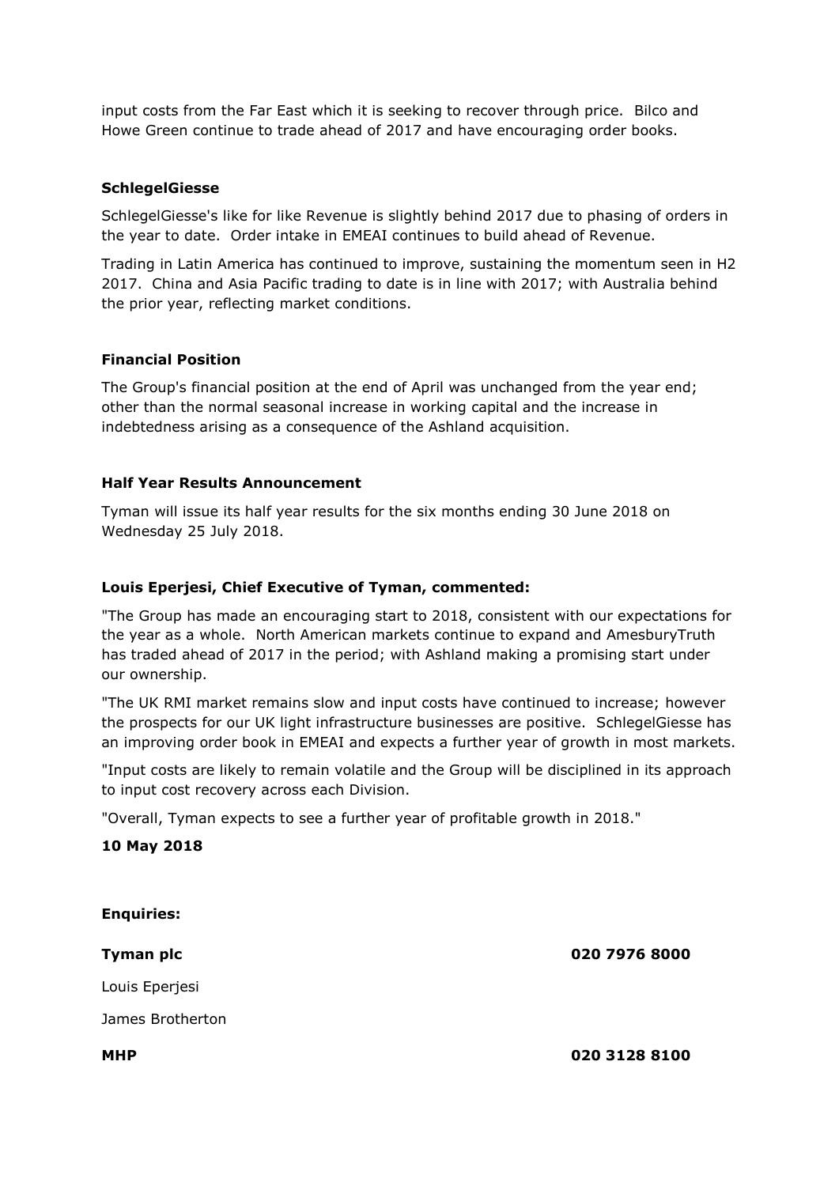input costs from the Far East which it is seeking to recover through price. Bilco and Howe Green continue to trade ahead of 2017 and have encouraging order books.

**SchlegelGiesse**

SchlegelGiesse's like for like Revenue is slightly behind 2017 due to phasing of orders in the year to date. Order intake in EMEAI continues to build ahead of Revenue.

Trading in Latin America has continued to improve, sustaining the momentum seen in H2 2017. China and Asia Pacific trading to date is in line with 2017; with Australia behind the prior year, reflecting market conditions.

**Financial Position**

The Group's financial position at the end of April was unchanged from the year end; other than the normal seasonal increase in working capital and the increase in indebtedness arising as a consequence of the Ashland acquisition.

**Half Year Results Announcement**

Tyman will issue its half year results for the six months ending 30 June 2018 on Wednesday 25 July 2018.

**Louis Eperjesi, Chief Executive of Tyman, commented:**

"The Group has made an encouraging start to 2018, consistent with our expectations for the year as a whole. North American markets continue to expand and AmesburyTruth has traded ahead of 2017 in the period; with Ashland making a promising start under our ownership.

"The UK RMI market remains slow and input costs have continued to increase; however the prospects for our UK light infrastructure businesses are positive. SchlegelGiesse has an improving order book in EMEAI and expects a further year of growth in most markets.

"Input costs are likely to remain volatile and the Group will be disciplined in its approach to input cost recovery across each Division.

"Overall, Tyman expects to see a further year of profitable growth in 2018."

**10 May 2018**

**Enquiries:**

**Tyman plc** **020 7976 8000**

Louis Eperjesi

James Brotherton

**MHP** **020 3128 8100**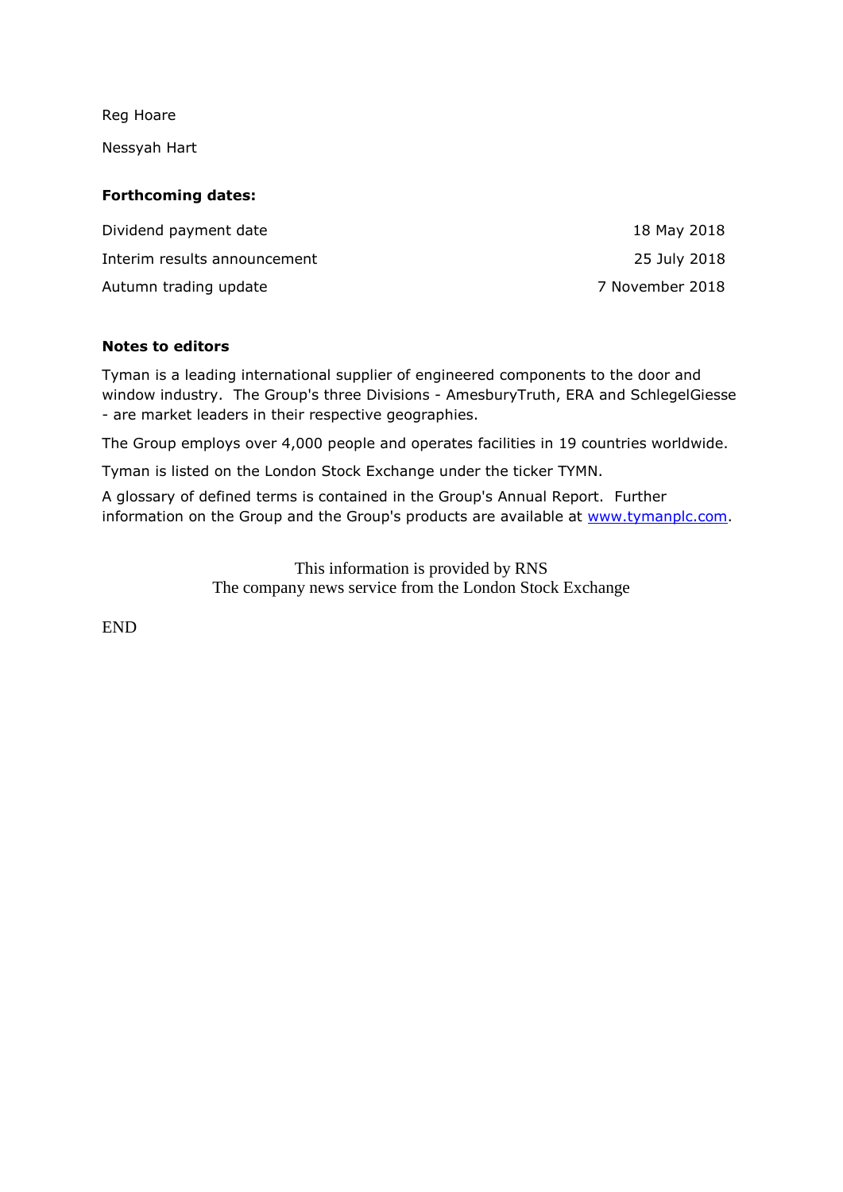Reg Hoare

Nessyah Hart

**Forthcoming dates:**

| | |
|---|---|
| Dividend payment date | 18 May 2018 |
| Interim results announcement | 25 July 2018 |
| Autumn trading update | 7 November 2018 |

**Notes to editors**

Tyman is a leading international supplier of engineered components to the door and window industry. The Group's three Divisions - AmesburyTruth, ERA and SchlegelGiesse - are market leaders in their respective geographies.

The Group employs over 4,000 people and operates facilities in 19 countries worldwide.

Tyman is listed on the London Stock Exchange under the ticker TYMN.

A glossary of defined terms is contained in the Group's Annual Report. Further information on the Group and the Group's products are available at www.tymanplc.com.

This information is provided by RNS
The company news service from the London Stock Exchange

END